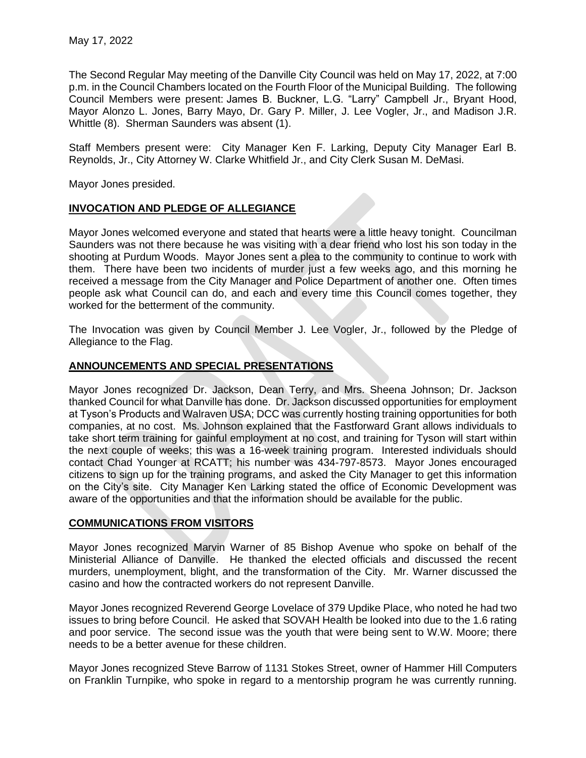May 17, 2022

The Second Regular May meeting of the Danville City Council was held on May 17, 2022, at 7:00 p.m. in the Council Chambers located on the Fourth Floor of the Municipal Building. The following Council Members were present: James B. Buckner, L.G. "Larry" Campbell Jr., Bryant Hood, Mayor Alonzo L. Jones, Barry Mayo, Dr. Gary P. Miller, J. Lee Vogler, Jr., and Madison J.R. Whittle (8). Sherman Saunders was absent (1).

Staff Members present were: City Manager Ken F. Larking, Deputy City Manager Earl B. Reynolds, Jr., City Attorney W. Clarke Whitfield Jr., and City Clerk Susan M. DeMasi.

Mayor Jones presided.

## INVOCATION AND PLEDGE OF ALLEGIANCE

Mayor Jones welcomed everyone and stated that hearts were a little heavy tonight. Councilman Saunders was not there because he was visiting with a dear friend who lost his son today in the shooting at Purdum Woods. Mayor Jones sent a plea to the community to continue to work with them. There have been two incidents of murder just a few weeks ago, and this morning he received a message from the City Manager and Police Department of another one. Often times people ask what Council can do, and each and every time this Council comes together, they worked for the betterment of the community.

The Invocation was given by Council Member J. Lee Vogler, Jr., followed by the Pledge of Allegiance to the Flag.

## ANNOUNCEMENTS AND SPECIAL PRESENTATIONS

Mayor Jones recognized Dr. Jackson, Dean Terry, and Mrs. Sheena Johnson; Dr. Jackson thanked Council for what Danville has done. Dr. Jackson discussed opportunities for employment at Tyson's Products and Walraven USA; DCC was currently hosting training opportunities for both companies, at no cost. Ms. Johnson explained that the Fastforward Grant allows individuals to take short term training for gainful employment at no cost, and training for Tyson will start within the next couple of weeks; this was a 16-week training program. Interested individuals should contact Chad Younger at RCATT; his number was 434-797-8573. Mayor Jones encouraged citizens to sign up for the training programs, and asked the City Manager to get this information on the City's site. City Manager Ken Larking stated the office of Economic Development was aware of the opportunities and that the information should be available for the public.

## COMMUNICATIONS FROM VISITORS

Mayor Jones recognized Marvin Warner of 85 Bishop Avenue who spoke on behalf of the Ministerial Alliance of Danville. He thanked the elected officials and discussed the recent murders, unemployment, blight, and the transformation of the City. Mr. Warner discussed the casino and how the contracted workers do not represent Danville.

Mayor Jones recognized Reverend George Lovelace of 379 Updike Place, who noted he had two issues to bring before Council. He asked that SOVAH Health be looked into due to the 1.6 rating and poor service. The second issue was the youth that were being sent to W.W. Moore; there needs to be a better avenue for these children.

Mayor Jones recognized Steve Barrow of 1131 Stokes Street, owner of Hammer Hill Computers on Franklin Turnpike, who spoke in regard to a mentorship program he was currently running.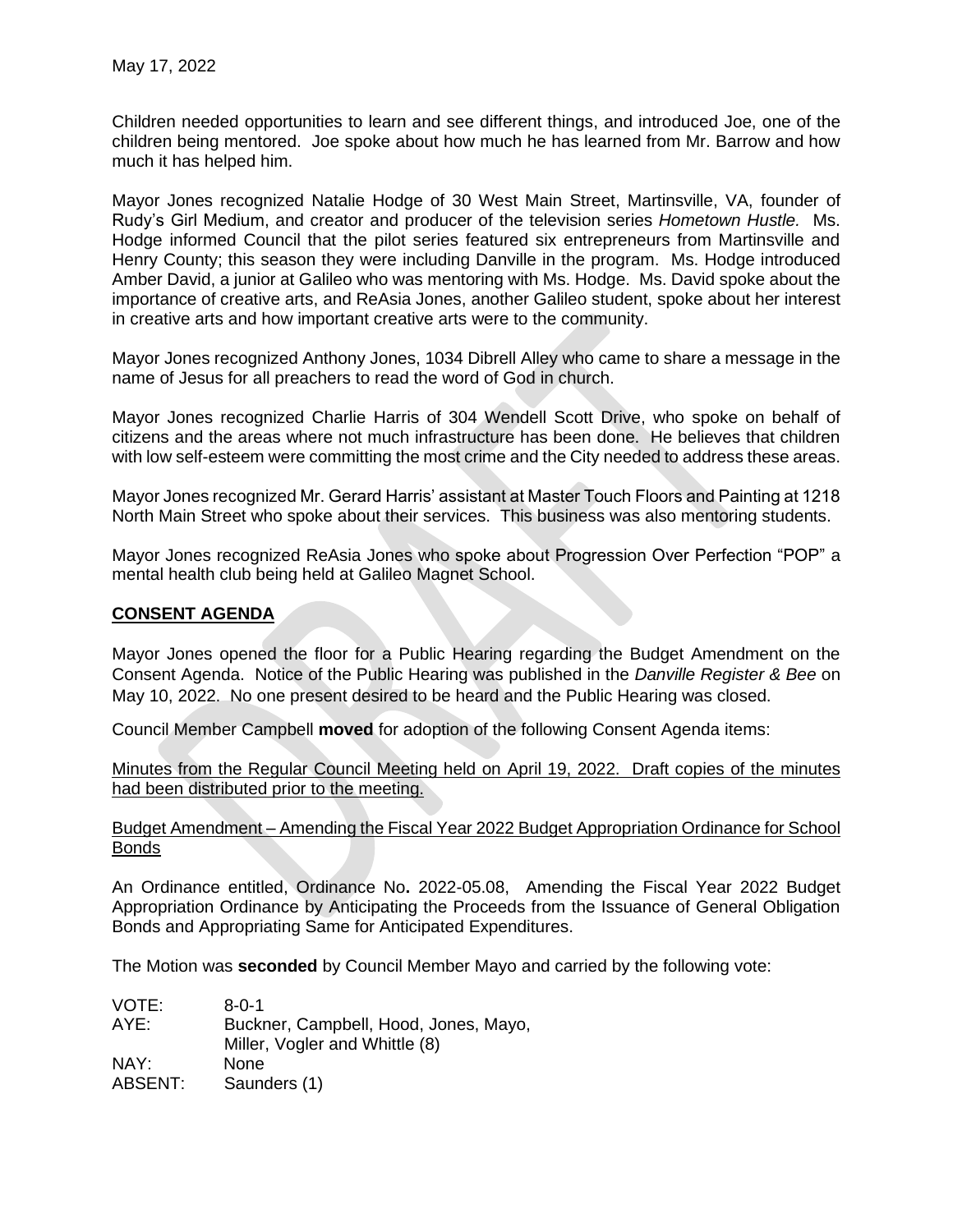May 17, 2022

Children needed opportunities to learn and see different things, and introduced Joe, one of the children being mentored. Joe spoke about how much he has learned from Mr. Barrow and how much it has helped him.

Mayor Jones recognized Natalie Hodge of 30 West Main Street, Martinsville, VA, founder of Rudy's Girl Medium, and creator and producer of the television series *Hometown Hustle.* Ms. Hodge informed Council that the pilot series featured six entrepreneurs from Martinsville and Henry County; this season they were including Danville in the program. Ms. Hodge introduced Amber David, a junior at Galileo who was mentoring with Ms. Hodge. Ms. David spoke about the importance of creative arts, and ReAsia Jones, another Galileo student, spoke about her interest in creative arts and how important creative arts were to the community.

Mayor Jones recognized Anthony Jones, 1034 Dibrell Alley who came to share a message in the name of Jesus for all preachers to read the word of God in church.

Mayor Jones recognized Charlie Harris of 304 Wendell Scott Drive, who spoke on behalf of citizens and the areas where not much infrastructure has been done. He believes that children with low self-esteem were committing the most crime and the City needed to address these areas.

Mayor Jones recognized Mr. Gerard Harris' assistant at Master Touch Floors and Painting at 1218 North Main Street who spoke about their services. This business was also mentoring students.

Mayor Jones recognized ReAsia Jones who spoke about Progression Over Perfection "POP" a mental health club being held at Galileo Magnet School.

## CONSENT AGENDA

Mayor Jones opened the floor for a Public Hearing regarding the Budget Amendment on the Consent Agenda. Notice of the Public Hearing was published in the *Danville Register & Bee* on May 10, 2022. No one present desired to be heard and the Public Hearing was closed.

Council Member Campbell **moved** for adoption of the following Consent Agenda items:

Minutes from the Regular Council Meeting held on April 19, 2022. Draft copies of the minutes had been distributed prior to the meeting.

Budget Amendment – Amending the Fiscal Year 2022 Budget Appropriation Ordinance for School Bonds

An Ordinance entitled, Ordinance No**.** 2022-05.08, Amending the Fiscal Year 2022 Budget Appropriation Ordinance by Anticipating the Proceeds from the Issuance of General Obligation Bonds and Appropriating Same for Anticipated Expenditures.

The Motion was **seconded** by Council Member Mayo and carried by the following vote:

VOTE: 8-0-1
AYE: Buckner, Campbell, Hood, Jones, Mayo, Miller, Vogler and Whittle (8)
NAY: None
ABSENT: Saunders (1)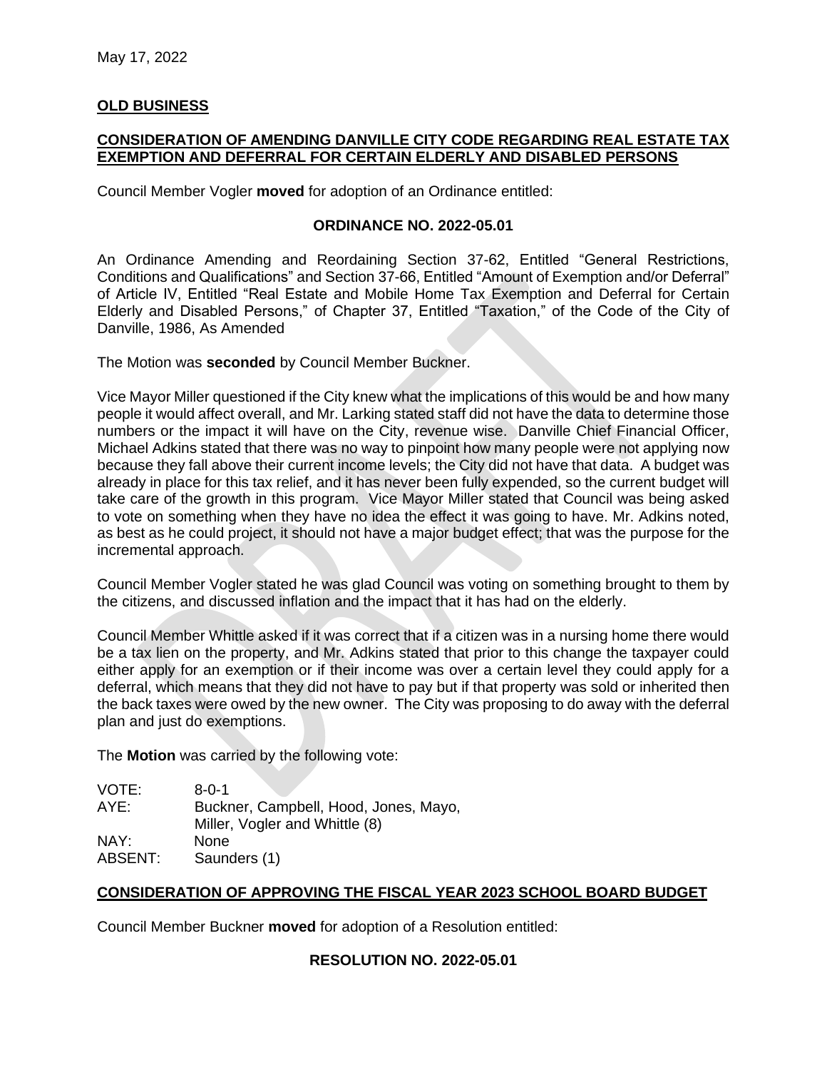May 17, 2022

**OLD BUSINESS**

**CONSIDERATION OF AMENDING DANVILLE CITY CODE REGARDING REAL ESTATE TAX EXEMPTION AND DEFERRAL FOR CERTAIN ELDERLY AND DISABLED PERSONS**

Council Member Vogler **moved** for adoption of an Ordinance entitled:

**ORDINANCE NO. 2022-05.01**

An Ordinance Amending and Reordaining Section 37-62, Entitled "General Restrictions, Conditions and Qualifications" and Section 37-66, Entitled "Amount of Exemption and/or Deferral" of Article IV, Entitled "Real Estate and Mobile Home Tax Exemption and Deferral for Certain Elderly and Disabled Persons," of Chapter 37, Entitled "Taxation," of the Code of the City of Danville, 1986, As Amended

The Motion was **seconded** by Council Member Buckner.

Vice Mayor Miller questioned if the City knew what the implications of this would be and how many people it would affect overall, and Mr. Larking stated staff did not have the data to determine those numbers or the impact it will have on the City, revenue wise. Danville Chief Financial Officer, Michael Adkins stated that there was no way to pinpoint how many people were not applying now because they fall above their current income levels; the City did not have that data. A budget was already in place for this tax relief, and it has never been fully expended, so the current budget will take care of the growth in this program. Vice Mayor Miller stated that Council was being asked to vote on something when they have no idea the effect it was going to have. Mr. Adkins noted, as best as he could project, it should not have a major budget effect; that was the purpose for the incremental approach.

Council Member Vogler stated he was glad Council was voting on something brought to them by the citizens, and discussed inflation and the impact that it has had on the elderly.

Council Member Whittle asked if it was correct that if a citizen was in a nursing home there would be a tax lien on the property, and Mr. Adkins stated that prior to this change the taxpayer could either apply for an exemption or if their income was over a certain level they could apply for a deferral, which means that they did not have to pay but if that property was sold or inherited then the back taxes were owed by the new owner. The City was proposing to do away with the deferral plan and just do exemptions.

The **Motion** was carried by the following vote:

| | |
|---|---|
| VOTE: | 8-0-1 |
| AYE: | Buckner, Campbell, Hood, Jones, Mayo, Miller, Vogler and Whittle (8) |
| NAY: | None |
| ABSENT: | Saunders (1) |

**CONSIDERATION OF APPROVING THE FISCAL YEAR 2023 SCHOOL BOARD BUDGET**

Council Member Buckner **moved** for adoption of a Resolution entitled:

**RESOLUTION NO. 2022-05.01**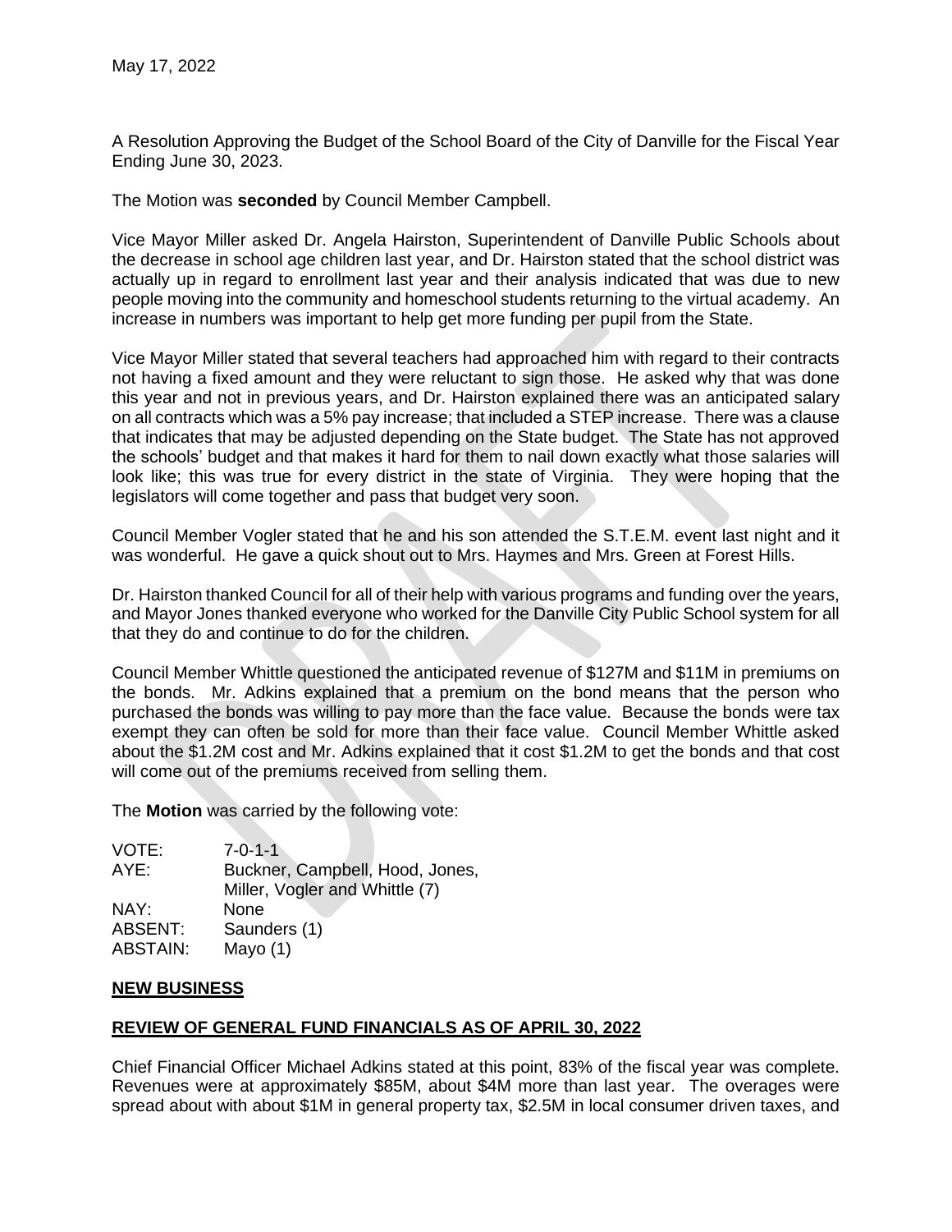May 17, 2022

A Resolution Approving the Budget of the School Board of the City of Danville for the Fiscal Year Ending June 30, 2023.

The Motion was **seconded** by Council Member Campbell.

Vice Mayor Miller asked Dr. Angela Hairston, Superintendent of Danville Public Schools about the decrease in school age children last year, and Dr. Hairston stated that the school district was actually up in regard to enrollment last year and their analysis indicated that was due to new people moving into the community and homeschool students returning to the virtual academy. An increase in numbers was important to help get more funding per pupil from the State.

Vice Mayor Miller stated that several teachers had approached him with regard to their contracts not having a fixed amount and they were reluctant to sign those. He asked why that was done this year and not in previous years, and Dr. Hairston explained there was an anticipated salary on all contracts which was a 5% pay increase; that included a STEP increase. There was a clause that indicates that may be adjusted depending on the State budget. The State has not approved the schools' budget and that makes it hard for them to nail down exactly what those salaries will look like; this was true for every district in the state of Virginia. They were hoping that the legislators will come together and pass that budget very soon.

Council Member Vogler stated that he and his son attended the S.T.E.M. event last night and it was wonderful. He gave a quick shout out to Mrs. Haymes and Mrs. Green at Forest Hills.

Dr. Hairston thanked Council for all of their help with various programs and funding over the years, and Mayor Jones thanked everyone who worked for the Danville City Public School system for all that they do and continue to do for the children.

Council Member Whittle questioned the anticipated revenue of $127M and $11M in premiums on the bonds. Mr. Adkins explained that a premium on the bond means that the person who purchased the bonds was willing to pay more than the face value. Because the bonds were tax exempt they can often be sold for more than their face value. Council Member Whittle asked about the $1.2M cost and Mr. Adkins explained that it cost $1.2M to get the bonds and that cost will come out of the premiums received from selling them.

The **Motion** was carried by the following vote:

| | |
|---|---|
| VOTE: | 7-0-1-1 |
| AYE: | Buckner, Campbell, Hood, Jones, Miller, Vogler and Whittle (7) |
| NAY: | None |
| ABSENT: | Saunders (1) |
| ABSTAIN: | Mayo (1) |

## **NEW BUSINESS**

## **REVIEW OF GENERAL FUND FINANCIALS AS OF APRIL 30, 2022**

Chief Financial Officer Michael Adkins stated at this point, 83% of the fiscal year was complete. Revenues were at approximately $85M, about $4M more than last year. The overages were spread about with about $1M in general property tax, $2.5M in local consumer driven taxes, and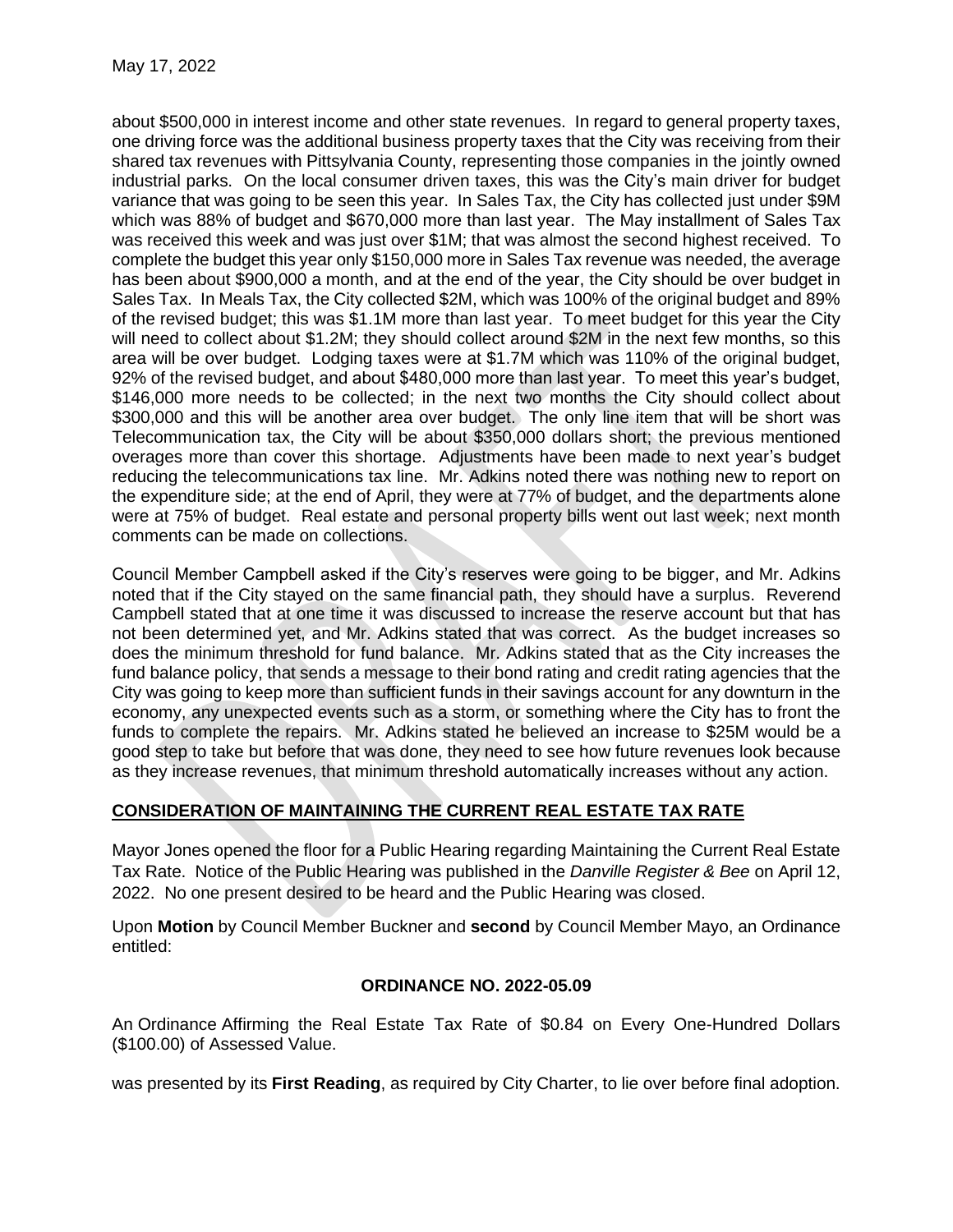about $500,000 in interest income and other state revenues. In regard to general property taxes, one driving force was the additional business property taxes that the City was receiving from their shared tax revenues with Pittsylvania County, representing those companies in the jointly owned industrial parks. On the local consumer driven taxes, this was the City's main driver for budget variance that was going to be seen this year. In Sales Tax, the City has collected just under $9M which was 88% of budget and $670,000 more than last year. The May installment of Sales Tax was received this week and was just over $1M; that was almost the second highest received. To complete the budget this year only $150,000 more in Sales Tax revenue was needed, the average has been about $900,000 a month, and at the end of the year, the City should be over budget in Sales Tax. In Meals Tax, the City collected $2M, which was 100% of the original budget and 89% of the revised budget; this was $1.1M more than last year. To meet budget for this year the City will need to collect about $1.2M; they should collect around $2M in the next few months, so this area will be over budget. Lodging taxes were at $1.7M which was 110% of the original budget, 92% of the revised budget, and about $480,000 more than last year. To meet this year's budget, $146,000 more needs to be collected; in the next two months the City should collect about $300,000 and this will be another area over budget. The only line item that will be short was Telecommunication tax, the City will be about $350,000 dollars short; the previous mentioned overages more than cover this shortage. Adjustments have been made to next year's budget reducing the telecommunications tax line. Mr. Adkins noted there was nothing new to report on the expenditure side; at the end of April, they were at 77% of budget, and the departments alone were at 75% of budget. Real estate and personal property bills went out last week; next month comments can be made on collections.

Council Member Campbell asked if the City's reserves were going to be bigger, and Mr. Adkins noted that if the City stayed on the same financial path, they should have a surplus. Reverend Campbell stated that at one time it was discussed to increase the reserve account but that has not been determined yet, and Mr. Adkins stated that was correct. As the budget increases so does the minimum threshold for fund balance. Mr. Adkins stated that as the City increases the fund balance policy, that sends a message to their bond rating and credit rating agencies that the City was going to keep more than sufficient funds in their savings account for any downturn in the economy, any unexpected events such as a storm, or something where the City has to front the funds to complete the repairs. Mr. Adkins stated he believed an increase to $25M would be a good step to take but before that was done, they need to see how future revenues look because as they increase revenues, that minimum threshold automatically increases without any action.

**CONSIDERATION OF MAINTAINING THE CURRENT REAL ESTATE TAX RATE**

Mayor Jones opened the floor for a Public Hearing regarding Maintaining the Current Real Estate Tax Rate. Notice of the Public Hearing was published in the *Danville Register & Bee* on April 12, 2022. No one present desired to be heard and the Public Hearing was closed.

Upon **Motion** by Council Member Buckner and **second** by Council Member Mayo, an Ordinance entitled:

**ORDINANCE NO. 2022-05.09**

An Ordinance Affirming the Real Estate Tax Rate of $0.84 on Every One-Hundred Dollars ($100.00) of Assessed Value.

was presented by its **First Reading**, as required by City Charter, to lie over before final adoption.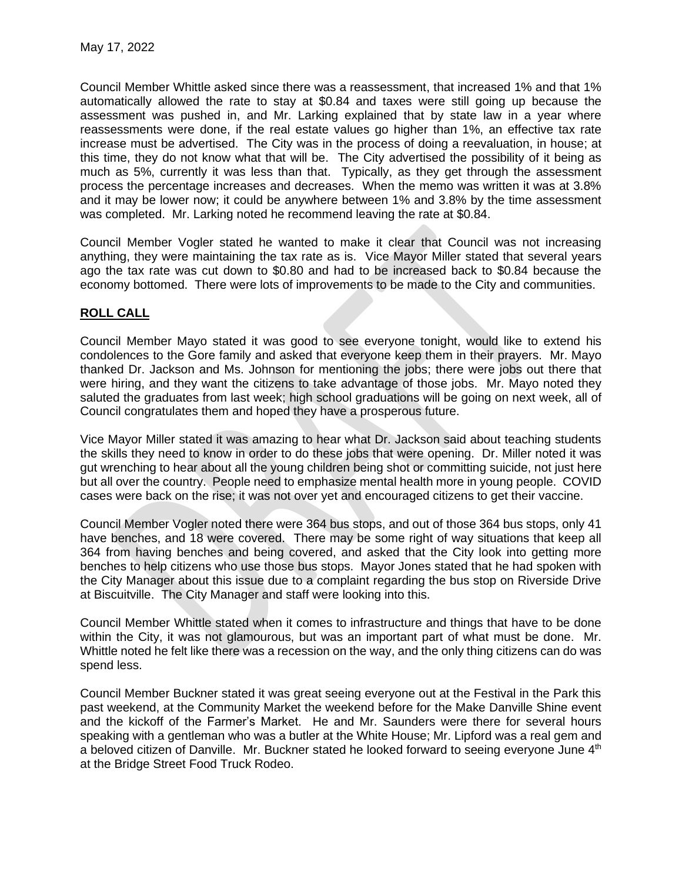Council Member Whittle asked since there was a reassessment, that increased 1% and that 1% automatically allowed the rate to stay at $0.84 and taxes were still going up because the assessment was pushed in, and Mr. Larking explained that by state law in a year where reassessments were done, if the real estate values go higher than 1%, an effective tax rate increase must be advertised. The City was in the process of doing a reevaluation, in house; at this time, they do not know what that will be. The City advertised the possibility of it being as much as 5%, currently it was less than that. Typically, as they get through the assessment process the percentage increases and decreases. When the memo was written it was at 3.8% and it may be lower now; it could be anywhere between 1% and 3.8% by the time assessment was completed. Mr. Larking noted he recommend leaving the rate at $0.84.

Council Member Vogler stated he wanted to make it clear that Council was not increasing anything, they were maintaining the tax rate as is. Vice Mayor Miller stated that several years ago the tax rate was cut down to $0.80 and had to be increased back to $0.84 because the economy bottomed. There were lots of improvements to be made to the City and communities.

**ROLL CALL**

Council Member Mayo stated it was good to see everyone tonight, would like to extend his condolences to the Gore family and asked that everyone keep them in their prayers. Mr. Mayo thanked Dr. Jackson and Ms. Johnson for mentioning the jobs; there were jobs out there that were hiring, and they want the citizens to take advantage of those jobs. Mr. Mayo noted they saluted the graduates from last week; high school graduations will be going on next week, all of Council congratulates them and hoped they have a prosperous future.

Vice Mayor Miller stated it was amazing to hear what Dr. Jackson said about teaching students the skills they need to know in order to do these jobs that were opening. Dr. Miller noted it was gut wrenching to hear about all the young children being shot or committing suicide, not just here but all over the country. People need to emphasize mental health more in young people. COVID cases were back on the rise; it was not over yet and encouraged citizens to get their vaccine.

Council Member Vogler noted there were 364 bus stops, and out of those 364 bus stops, only 41 have benches, and 18 were covered. There may be some right of way situations that keep all 364 from having benches and being covered, and asked that the City look into getting more benches to help citizens who use those bus stops. Mayor Jones stated that he had spoken with the City Manager about this issue due to a complaint regarding the bus stop on Riverside Drive at Biscuitville. The City Manager and staff were looking into this.

Council Member Whittle stated when it comes to infrastructure and things that have to be done within the City, it was not glamourous, but was an important part of what must be done. Mr. Whittle noted he felt like there was a recession on the way, and the only thing citizens can do was spend less.

Council Member Buckner stated it was great seeing everyone out at the Festival in the Park this past weekend, at the Community Market the weekend before for the Make Danville Shine event and the kickoff of the Farmer's Market. He and Mr. Saunders were there for several hours speaking with a gentleman who was a butler at the White House; Mr. Lipford was a real gem and a beloved citizen of Danville. Mr. Buckner stated he looked forward to seeing everyone June 4th at the Bridge Street Food Truck Rodeo.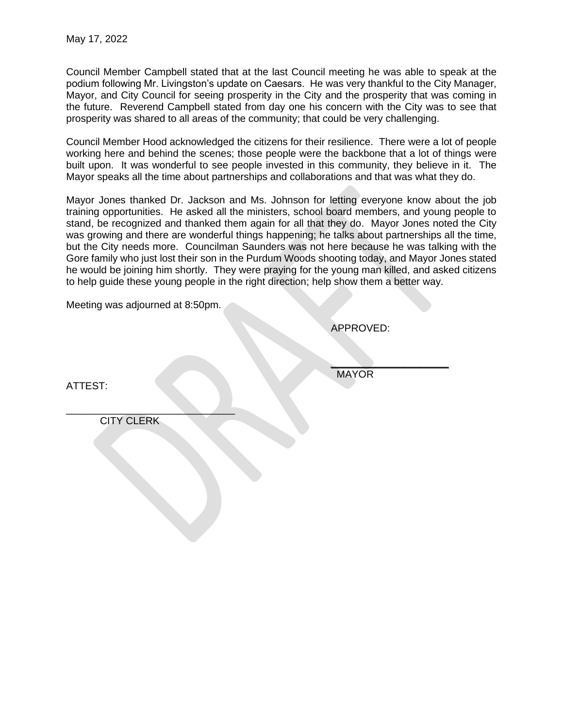Council Member Campbell stated that at the last Council meeting he was able to speak at the podium following Mr. Livingston's update on Caesars. He was very thankful to the City Manager, Mayor, and City Council for seeing prosperity in the City and the prosperity that was coming in the future. Reverend Campbell stated from day one his concern with the City was to see that prosperity was shared to all areas of the community; that could be very challenging.

Council Member Hood acknowledged the citizens for their resilience. There were a lot of people working here and behind the scenes; those people were the backbone that a lot of things were built upon. It was wonderful to see people invested in this community, they believe in it. The Mayor speaks all the time about partnerships and collaborations and that was what they do.

Mayor Jones thanked Dr. Jackson and Ms. Johnson for letting everyone know about the job training opportunities. He asked all the ministers, school board members, and young people to stand, be recognized and thanked them again for all that they do. Mayor Jones noted the City was growing and there are wonderful things happening; he talks about partnerships all the time, but the City needs more. Councilman Saunders was not here because he was talking with the Gore family who just lost their son in the Purdum Woods shooting today, and Mayor Jones stated he would be joining him shortly. They were praying for the young man killed, and asked citizens to help guide these young people in the right direction; help show them a better way.

Meeting was adjourned at 8:50pm.

APPROVED:

\_\_\_\_\_\_\_\_\_\_\_\_\_\_\_\_\_\_\_\_
MAYOR

ATTEST:

\_\_\_\_\_\_\_\_\_\_\_\_\_\_\_\_\_\_\_\_\_\_\_\_\_\_\_\_\_\_
CITY CLERK

DRAFT